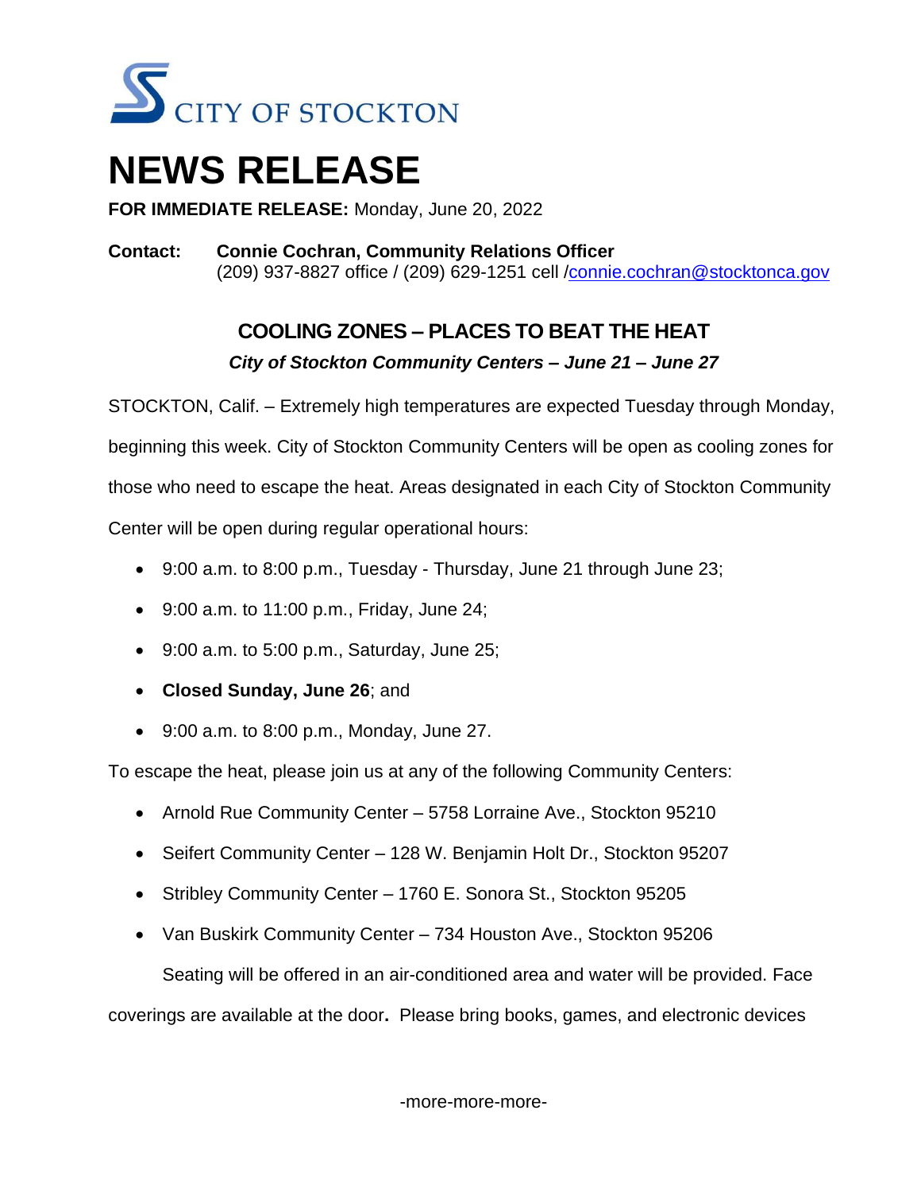CITY OF STOCKTON

# NEWS RELEASE

**FOR IMMEDIATE RELEASE:** Monday, June 20, 2022

**Contact:** **Connie Cochran, Community Relations Officer**
(209) 937-8827 office / (209) 629-1251 cell /connie.cochran@stocktonca.gov

## COOLING ZONES – PLACES TO BEAT THE HEAT

***City of Stockton Community Centers – June 21 – June 27***

STOCKTON, Calif. – Extremely high temperatures are expected Tuesday through Monday, beginning this week. City of Stockton Community Centers will be open as cooling zones for those who need to escape the heat. Areas designated in each City of Stockton Community Center will be open during regular operational hours:

- 9:00 a.m. to 8:00 p.m., Tuesday - Thursday, June 21 through June 23;
- 9:00 a.m. to 11:00 p.m., Friday, June 24;
- 9:00 a.m. to 5:00 p.m., Saturday, June 25;
- **Closed Sunday, June 26**; and
- 9:00 a.m. to 8:00 p.m., Monday, June 27.

To escape the heat, please join us at any of the following Community Centers:

- Arnold Rue Community Center – 5758 Lorraine Ave., Stockton 95210
- Seifert Community Center – 128 W. Benjamin Holt Dr., Stockton 95207
- Stribley Community Center – 1760 E. Sonora St., Stockton 95205
- Van Buskirk Community Center – 734 Houston Ave., Stockton 95206

Seating will be offered in an air-conditioned area and water will be provided. Face coverings are available at the door**.** Please bring books, games, and electronic devices

-more-more-more-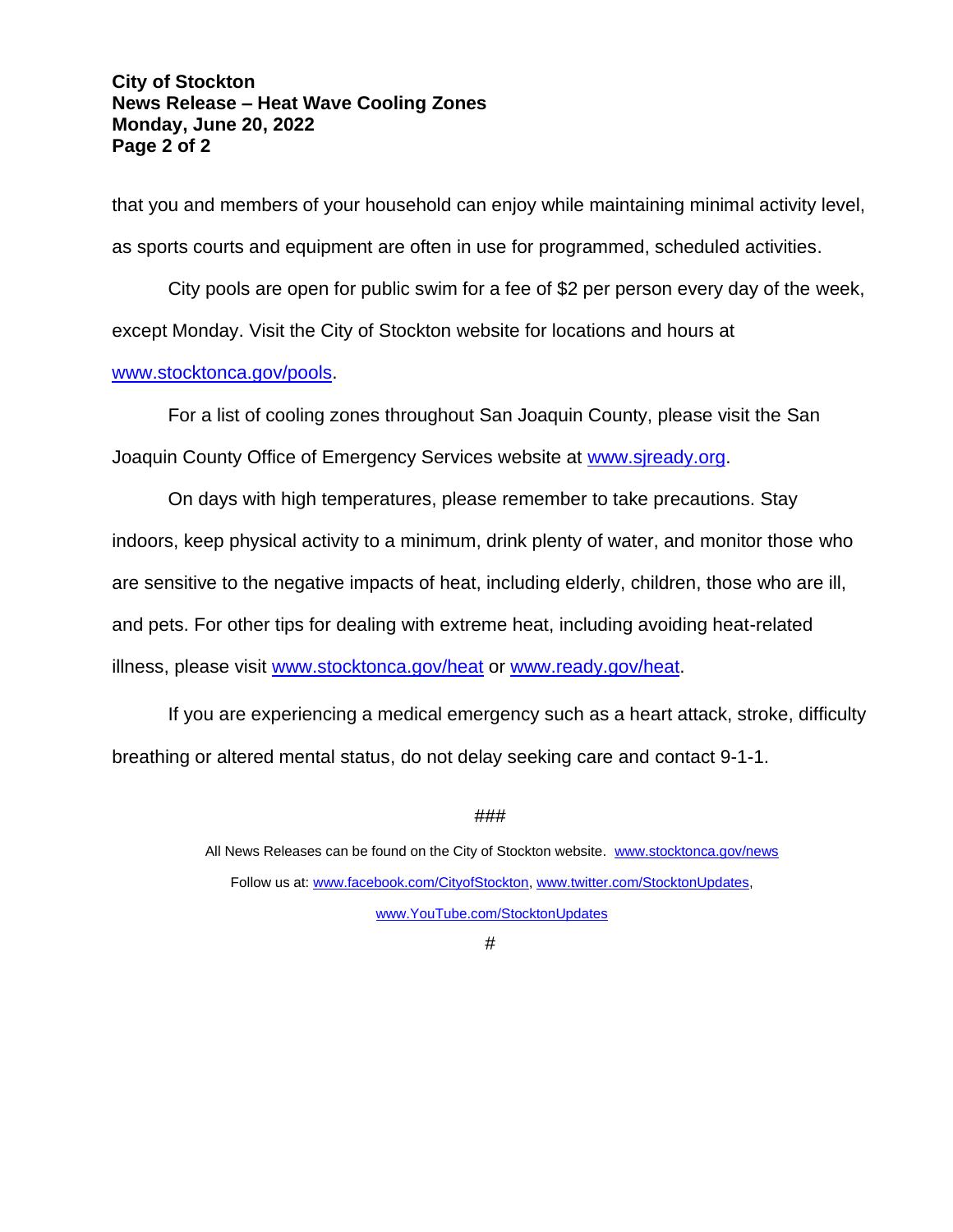that you and members of your household can enjoy while maintaining minimal activity level, as sports courts and equipment are often in use for programmed, scheduled activities.

City pools are open for public swim for a fee of $2 per person every day of the week, except Monday. Visit the City of Stockton website for locations and hours at www.stocktonca.gov/pools.

For a list of cooling zones throughout San Joaquin County, please visit the San Joaquin County Office of Emergency Services website at www.sjready.org.

On days with high temperatures, please remember to take precautions. Stay indoors, keep physical activity to a minimum, drink plenty of water, and monitor those who are sensitive to the negative impacts of heat, including elderly, children, those who are ill, and pets. For other tips for dealing with extreme heat, including avoiding heat-related illness, please visit www.stocktonca.gov/heat or www.ready.gov/heat.

If you are experiencing a medical emergency such as a heart attack, stroke, difficulty breathing or altered mental status, do not delay seeking care and contact 9-1-1.

###

All News Releases can be found on the City of Stockton website. www.stocktonca.gov/news

Follow us at: www.facebook.com/CityofStockton, www.twitter.com/StocktonUpdates, www.YouTube.com/StocktonUpdates

#